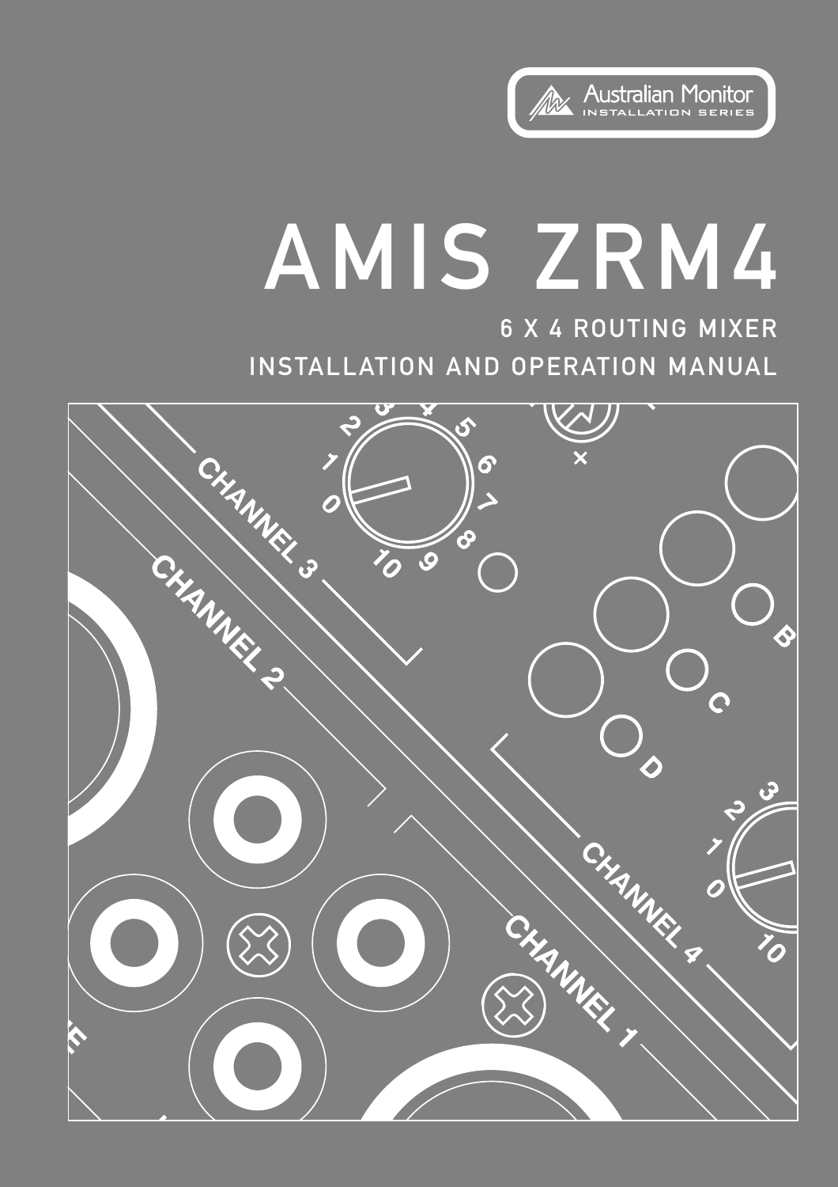Australian Monitor
INSTALLATION SERIES

# AMIS ZRM4

## 6 X 4 ROUTING MIXER

## INSTALLATION AND OPERATION MANUAL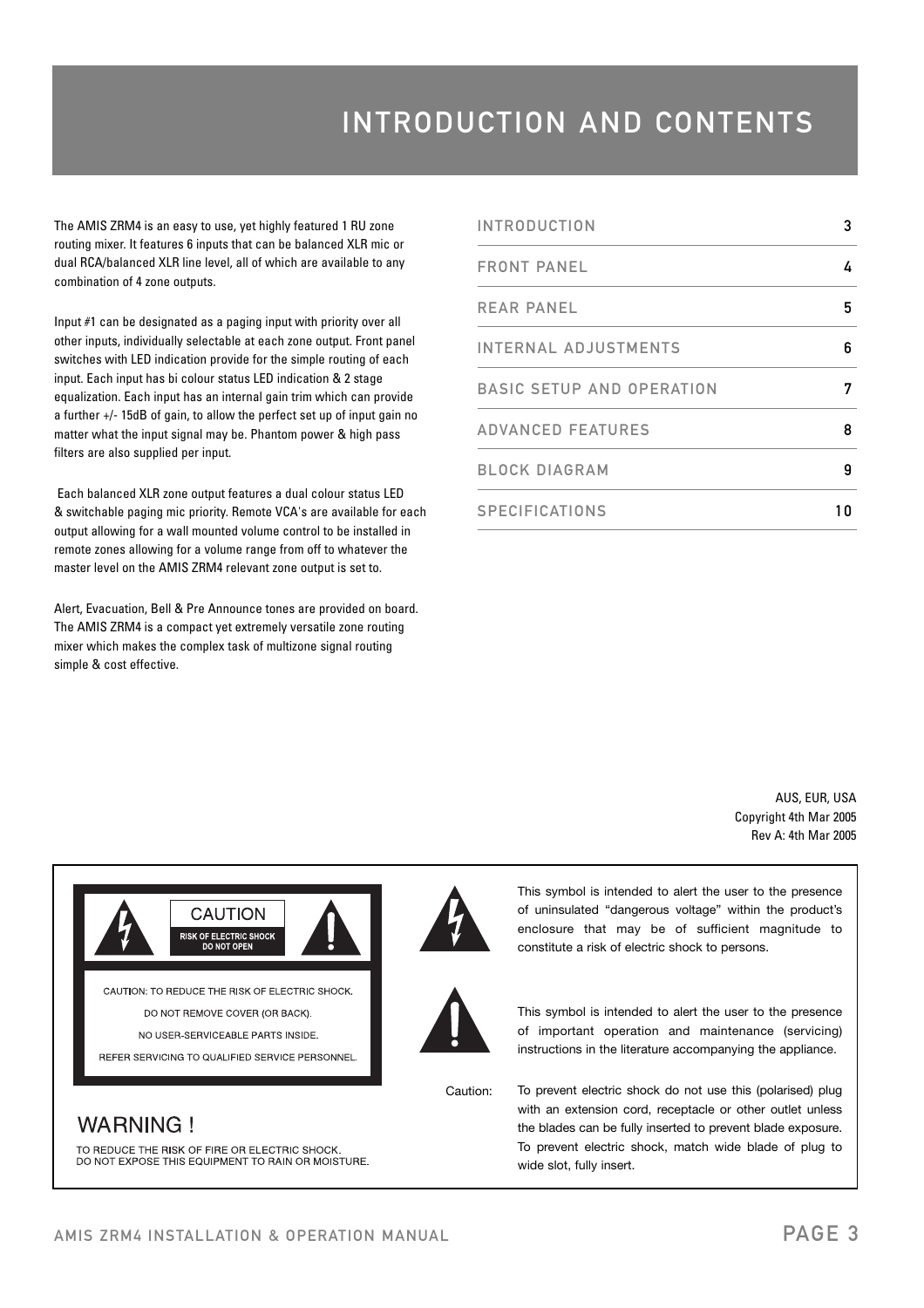# INTRODUCTION AND CONTENTS

The AMIS ZRM4 is an easy to use, yet highly featured 1 RU zone routing mixer. It features 6 inputs that can be balanced XLR mic or dual RCA/balanced XLR line level, all of which are available to any combination of 4 zone outputs.

Input #1 can be designated as a paging input with priority over all other inputs, individually selectable at each zone output. Front panel switches with LED indication provide for the simple routing of each input. Each input has bi colour status LED indication & 2 stage equalization. Each input has an internal gain trim which can provide a further +/- 15dB of gain, to allow the perfect set up of input gain no matter what the input signal may be. Phantom power & high pass filters are also supplied per input.

Each balanced XLR zone output features a dual colour status LED & switchable paging mic priority. Remote VCA's are available for each output allowing for a wall mounted volume control to be installed in remote zones allowing for a volume range from off to whatever the master level on the AMIS ZRM4 relevant zone output is set to.

Alert, Evacuation, Bell & Pre Announce tones are provided on board. The AMIS ZRM4 is a compact yet extremely versatile zone routing mixer which makes the complex task of multizone signal routing simple & cost effective.

| | |
|---|---|
| INTRODUCTION | 3 |
| FRONT PANEL | 4 |
| REAR PANEL | 5 |
| INTERNAL ADJUSTMENTS | 6 |
| BASIC SETUP AND OPERATION | 7 |
| ADVANCED FEATURES | 8 |
| BLOCK DIAGRAM | 9 |
| SPECIFICATIONS | 10 |

AUS, EUR, USA
Copyright 4th Mar 2005
Rev A: 4th Mar 2005

CAUTION
RISK OF ELECTRIC SHOCK
DO NOT OPEN

CAUTION: TO REDUCE THE RISK OF ELECTRIC SHOCK.
DO NOT REMOVE COVER (OR BACK).
NO USER-SERVICEABLE PARTS INSIDE.
REFER SERVICING TO QUALIFIED SERVICE PERSONNEL.

## WARNING !

TO REDUCE THE RISK OF FIRE OR ELECTRIC SHOCK.
DO NOT EXPOSE THIS EQUIPMENT TO RAIN OR MOISTURE.

This symbol is intended to alert the user to the presence of uninsulated "dangerous voltage" within the product's enclosure that may be of sufficient magnitude to constitute a risk of electric shock to persons.

This symbol is intended to alert the user to the presence of important operation and maintenance (servicing) instructions in the literature accompanying the appliance.

Caution: To prevent electric shock do not use this (polarised) plug with an extension cord, receptacle or other outlet unless the blades can be fully inserted to prevent blade exposure. To prevent electric shock, match wide blade of plug to wide slot, fully insert.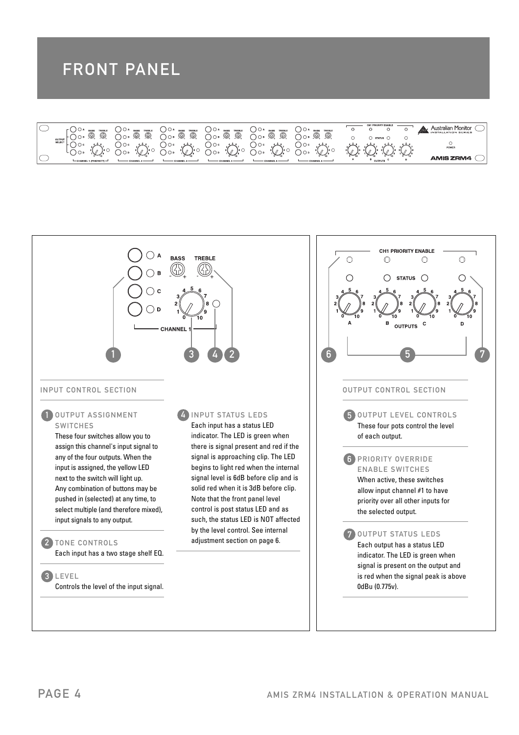# FRONT PANEL

## INPUT CONTROL SECTION

**1 OUTPUT ASSIGNMENT SWITCHES**

These four switches allow you to assign this channel's input signal to any of the four outputs. When the input is assigned, the yellow LED next to the switch will light up. Any combination of buttons may be pushed in (selected) at any time, to select multiple (and therefore mixed), input signals to any output.

**2 TONE CONTROLS**

Each input has a two stage shelf EQ.

**3 LEVEL**

Controls the level of the input signal.

**4 INPUT STATUS LEDS**

Each input has a status LED indicator. The LED is green when there is signal present and red if the signal is approaching clip. The LED begins to light red when the internal signal level is 6dB before clip and is solid red when it is 3dB before clip. Note that the front panel level control is post status LED and as such, the status LED is NOT affected by the level control. See internal adjustment section on page 6.

## OUTPUT CONTROL SECTION

**5 OUTPUT LEVEL CONTROLS**

These four pots control the level of each output.

**6 PRIORITY OVERRIDE ENABLE SWITCHES**

When active, these switches allow input channel #1 to have priority over all other inputs for the selected output.

**7 OUTPUT STATUS LEDS**

Each output has a status LED indicator. The LED is green when signal is present on the output and is red when the signal peak is above 0dBu (0.775v).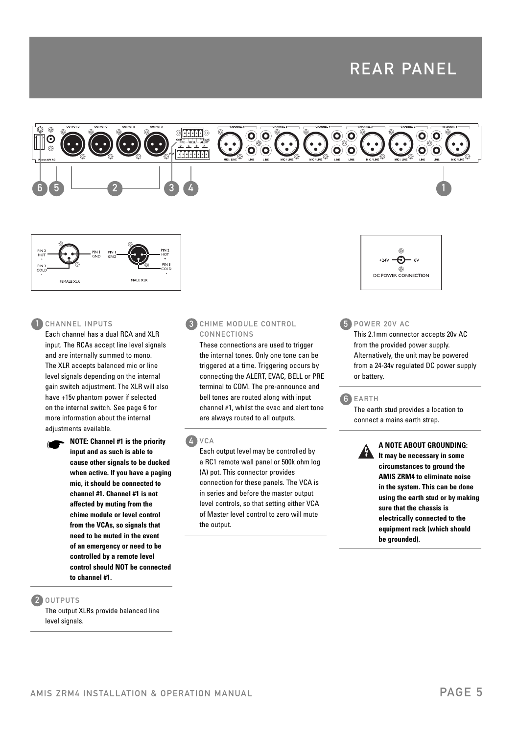# REAR PANEL

## 1 CHANNEL INPUTS

Each channel has a dual RCA and XLR input. The RCAs accept line level signals and are internally summed to mono. The XLR accepts balanced mic or line level signals depending on the internal gain switch adjustment. The XLR will also have +15v phantom power if selected on the internal switch. See page 6 for more information about the internal adjustments available.

**NOTE: Channel #1 is the priority input and as such is able to cause other signals to be ducked when active. If you have a paging mic, it should be connected to channel #1. Channel #1 is not affected by muting from the chime module or level control from the VCAs, so signals that need to be muted in the event of an emergency or need to be controlled by a remote level control should NOT be connected to channel #1.**

## 2 OUTPUTS

The output XLRs provide balanced line level signals.

## 3 CHIME MODULE CONTROL CONNECTIONS

These connections are used to trigger the internal tones. Only one tone can be triggered at a time. Triggering occurs by connecting the ALERT, EVAC, BELL or PRE terminal to COM. The pre-announce and bell tones are routed along with input channel #1, whilst the evac and alert tone are always routed to all outputs.

## 4 VCA

Each output level may be controlled by a RC1 remote wall panel or 500k ohm log (A) pot. This connector provides connection for these panels. The VCA is in series and before the master output level controls, so that setting either VCA of Master level control to zero will mute the output.

## 5 POWER 20V AC

This 2.1mm connector accepts 20v AC from the provided power supply. Alternatively, the unit may be powered from a 24-34v regulated DC power supply or battery.

## 6 EARTH

The earth stud provides a location to connect a mains earth strap.

**A NOTE ABOUT GROUNDING: It may be necessary in some circumstances to ground the AMIS ZRM4 to eliminate noise in the system. This can be done using the earth stud or by making sure that the chassis is electrically connected to the equipment rack (which should be grounded).**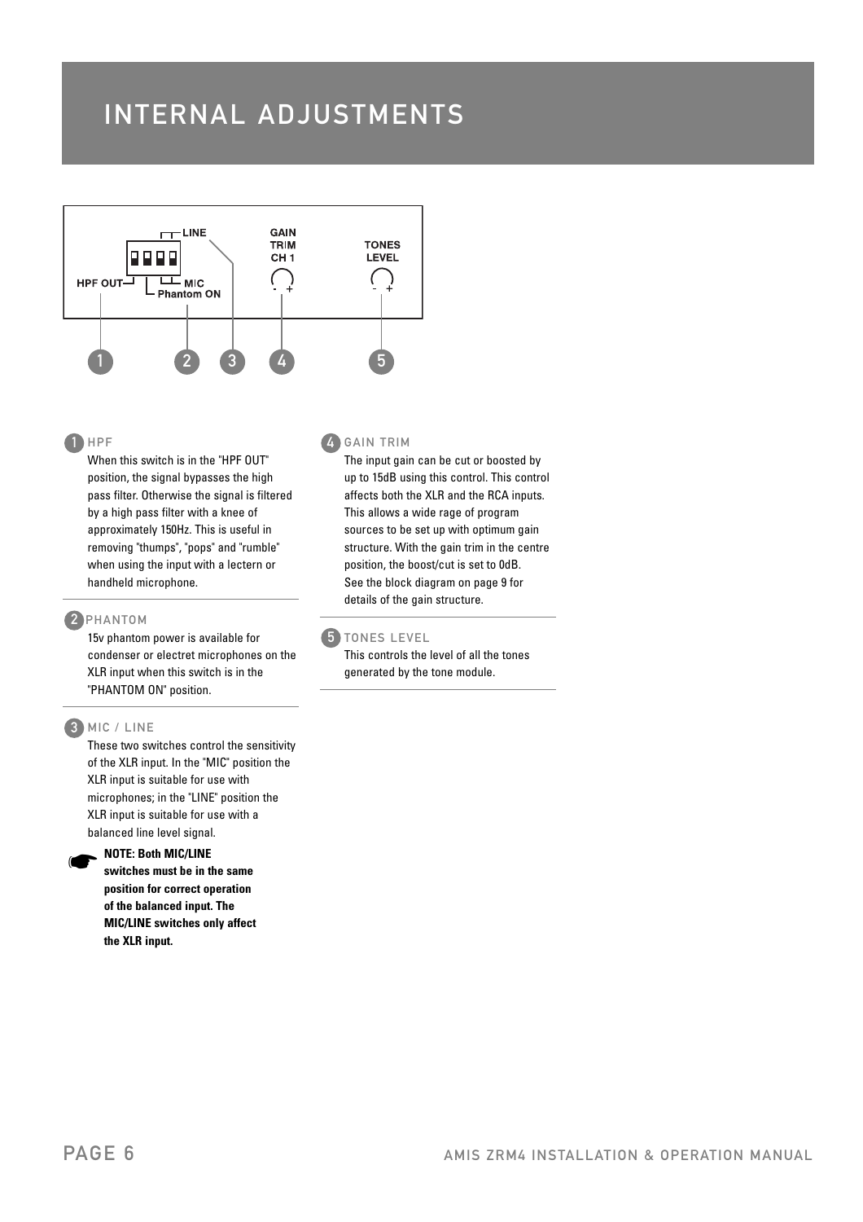# INTERNAL ADJUSTMENTS

LINE

GAIN TRIM CH 1

TONES LEVEL

HPF OUT

MIC

Phantom ON

1 2 3 4 5

### 1 HPF

When this switch is in the "HPF OUT" position, the signal bypasses the high pass filter. Otherwise the signal is filtered by a high pass filter with a knee of approximately 150Hz. This is useful in removing "thumps", "pops" and "rumble" when using the input with a lectern or handheld microphone.

### 2 PHANTOM

15v phantom power is available for condenser or electret microphones on the XLR input when this switch is in the "PHANTOM ON" position.

### 3 MIC / LINE

These two switches control the sensitivity of the XLR input. In the "MIC" position the XLR input is suitable for use with microphones; in the "LINE" position the XLR input is suitable for use with a balanced line level signal.

☛ **NOTE: Both MIC/LINE switches must be in the same position for correct operation of the balanced input. The MIC/LINE switches only affect the XLR input.**

### 4 GAIN TRIM

The input gain can be cut or boosted by up to 15dB using this control. This control affects both the XLR and the RCA inputs. This allows a wide rage of program sources to be set up with optimum gain structure. With the gain trim in the centre position, the boost/cut is set to 0dB. See the block diagram on page 9 for details of the gain structure.

### 5 TONES LEVEL

This controls the level of all the tones generated by the tone module.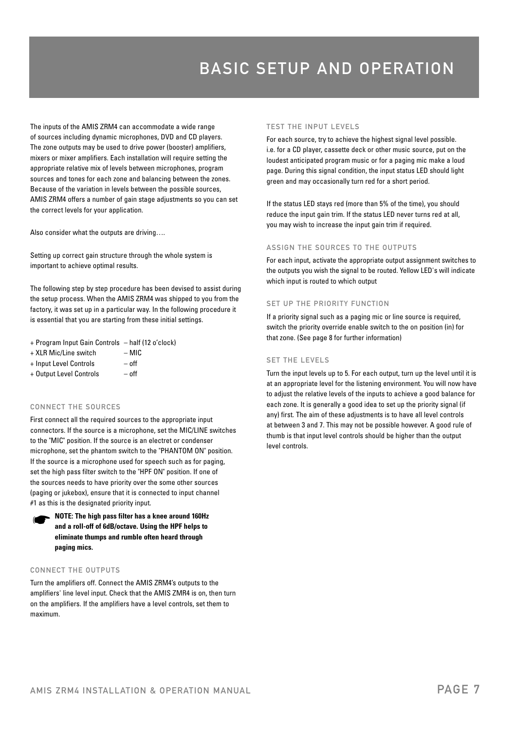# BASIC SETUP AND OPERATION

The inputs of the AMIS ZRM4 can accommodate a wide range of sources including dynamic microphones, DVD and CD players. The zone outputs may be used to drive power (booster) amplifiers, mixers or mixer amplifiers. Each installation will require setting the appropriate relative mix of levels between microphones, program sources and tones for each zone and balancing between the zones. Because of the variation in levels between the possible sources, AMIS ZRM4 offers a number of gain stage adjustments so you can set the correct levels for your application.

Also consider what the outputs are driving….

Setting up correct gain structure through the whole system is important to achieve optimal results.

The following step by step procedure has been devised to assist during the setup process. When the AMIS ZRM4 was shipped to you from the factory, it was set up in a particular way. In the following procedure it is essential that you are starting from these initial settings.

+ Program Input Gain Controls – half (12 o'clock)
+ XLR Mic/Line switch – MIC
+ Input Level Controls – off
+ Output Level Controls – off

### CONNECT THE SOURCES

First connect all the required sources to the appropriate input connectors. If the source is a microphone, set the MIC/LINE switches to the "MIC" position. If the source is an electret or condenser microphone, set the phantom switch to the "PHANTOM ON" position. If the source is a microphone used for speech such as for paging, set the high pass filter switch to the "HPF ON" position. If one of the sources needs to have priority over the some other sources (paging or jukebox), ensure that it is connected to input channel #1 as this is the designated priority input.

☛ **NOTE: The high pass filter has a knee around 160Hz and a roll-off of 6dB/octave. Using the HPF helps to eliminate thumps and rumble often heard through paging mics.**

### CONNECT THE OUTPUTS

Turn the amplifiers off. Connect the AMIS ZRM4's outputs to the amplifiers' line level input. Check that the AMIS ZMR4 is on, then turn on the amplifiers. If the amplifiers have a level controls, set them to maximum.

### TEST THE INPUT LEVELS

For each source, try to achieve the highest signal level possible. i.e. for a CD player, cassette deck or other music source, put on the loudest anticipated program music or for a paging mic make a loud page. During this signal condition, the input status LED should light green and may occasionally turn red for a short period.

If the status LED stays red (more than 5% of the time), you should reduce the input gain trim. If the status LED never turns red at all, you may wish to increase the input gain trim if required.

### ASSIGN THE SOURCES TO THE OUTPUTS

For each input, activate the appropriate output assignment switches to the outputs you wish the signal to be routed. Yellow LED's will indicate which input is routed to which output

### SET UP THE PRIORITY FUNCTION

If a priority signal such as a paging mic or line source is required, switch the priority override enable switch to the on position (in) for that zone. (See page 8 for further information)

### SET THE LEVELS

Turn the input levels up to 5. For each output, turn up the level until it is at an appropriate level for the listening environment. You will now have to adjust the relative levels of the inputs to achieve a good balance for each zone. It is generally a good idea to set up the priority signal (if any) first. The aim of these adjustments is to have all level controls at between 3 and 7. This may not be possible however. A good rule of thumb is that input level controls should be higher than the output level controls.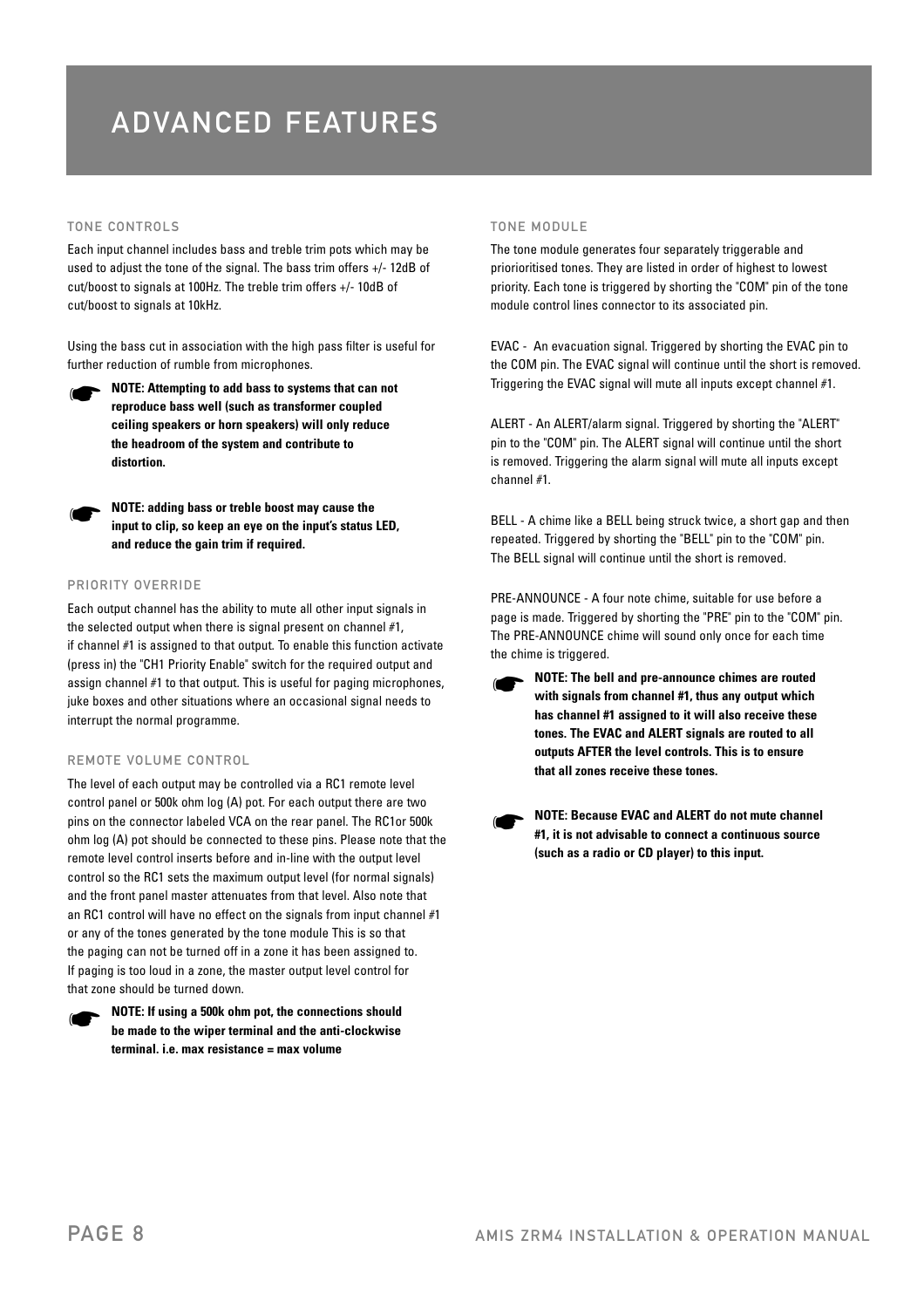# ADVANCED FEATURES

## TONE CONTROLS

Each input channel includes bass and treble trim pots which may be used to adjust the tone of the signal. The bass trim offers +/- 12dB of cut/boost to signals at 100Hz. The treble trim offers +/- 10dB of cut/boost to signals at 10kHz.

Using the bass cut in association with the high pass filter is useful for further reduction of rumble from microphones.

☛ **NOTE: Attempting to add bass to systems that can not reproduce bass well (such as transformer coupled ceiling speakers or horn speakers) will only reduce the headroom of the system and contribute to distortion.**

☛ **NOTE: adding bass or treble boost may cause the input to clip, so keep an eye on the input's status LED, and reduce the gain trim if required.**

## PRIORITY OVERRIDE

Each output channel has the ability to mute all other input signals in the selected output when there is signal present on channel #1, if channel #1 is assigned to that output. To enable this function activate (press in) the "CH1 Priority Enable" switch for the required output and assign channel #1 to that output. This is useful for paging microphones, juke boxes and other situations where an occasional signal needs to interrupt the normal programme.

## REMOTE VOLUME CONTROL

The level of each output may be controlled via a RC1 remote level control panel or 500k ohm log (A) pot. For each output there are two pins on the connector labeled VCA on the rear panel. The RC1or 500k ohm log (A) pot should be connected to these pins. Please note that the remote level control inserts before and in-line with the output level control so the RC1 sets the maximum output level (for normal signals) and the front panel master attenuates from that level. Also note that an RC1 control will have no effect on the signals from input channel #1 or any of the tones generated by the tone module This is so that the paging can not be turned off in a zone it has been assigned to. If paging is too loud in a zone, the master output level control for that zone should be turned down.

☛ **NOTE: If using a 500k ohm pot, the connections should be made to the wiper terminal and the anti-clockwise terminal. i.e. max resistance = max volume**

## TONE MODULE

The tone module generates four separately triggerable and priorioritised tones. They are listed in order of highest to lowest priority. Each tone is triggered by shorting the "COM" pin of the tone module control lines connector to its associated pin.

EVAC - An evacuation signal. Triggered by shorting the EVAC pin to the COM pin. The EVAC signal will continue until the short is removed. Triggering the EVAC signal will mute all inputs except channel #1.

ALERT - An ALERT/alarm signal. Triggered by shorting the "ALERT" pin to the "COM" pin. The ALERT signal will continue until the short is removed. Triggering the alarm signal will mute all inputs except channel #1.

BELL - A chime like a BELL being struck twice, a short gap and then repeated. Triggered by shorting the "BELL" pin to the "COM" pin. The BELL signal will continue until the short is removed.

PRE-ANNOUNCE - A four note chime, suitable for use before a page is made. Triggered by shorting the "PRE" pin to the "COM" pin. The PRE-ANNOUNCE chime will sound only once for each time the chime is triggered.

☛ **NOTE: The bell and pre-announce chimes are routed with signals from channel #1, thus any output which has channel #1 assigned to it will also receive these tones. The EVAC and ALERT signals are routed to all outputs AFTER the level controls. This is to ensure that all zones receive these tones.**

☛ **NOTE: Because EVAC and ALERT do not mute channel #1, it is not advisable to connect a continuous source (such as a radio or CD player) to this input.**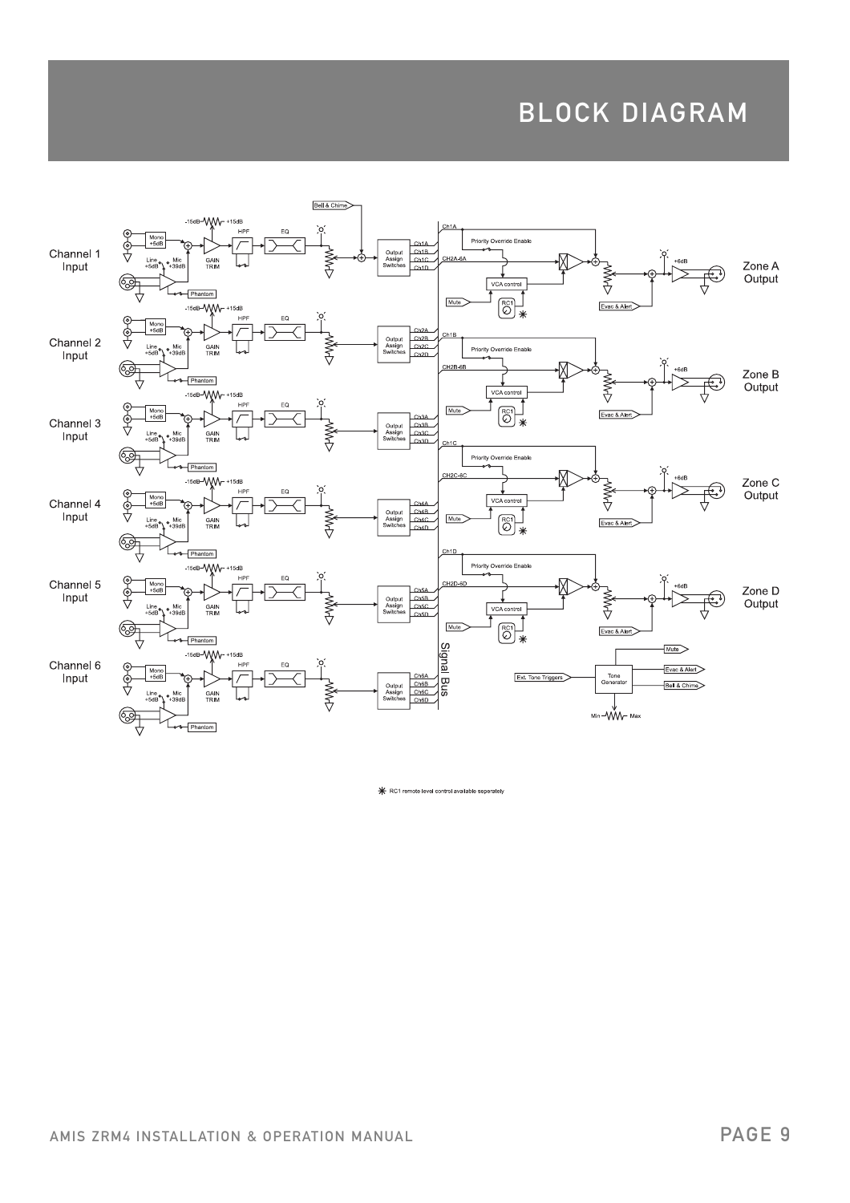# BLOCK DIAGRAM

✱ RC1 remote level control available seperately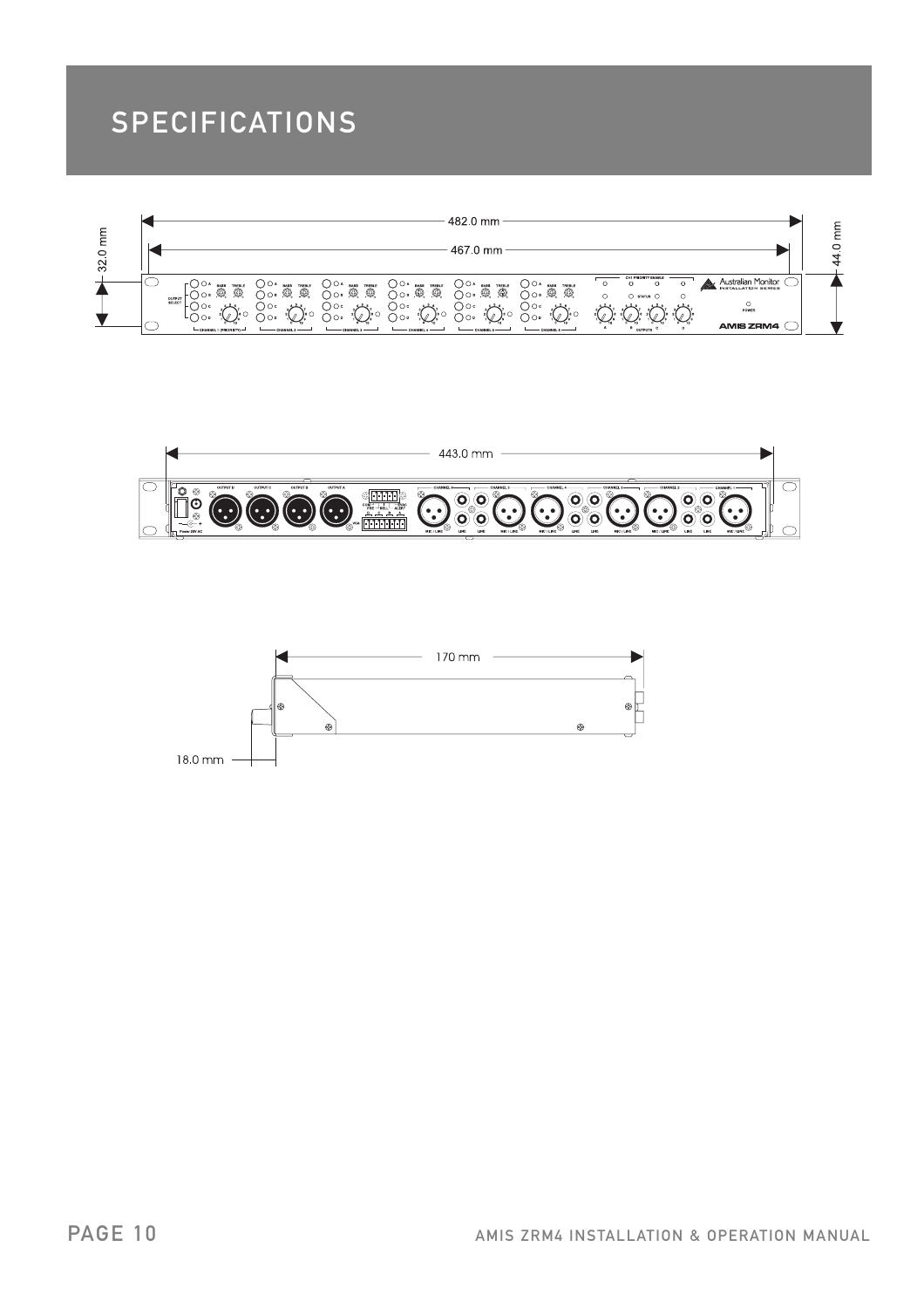# SPECIFICATIONS

482.0 mm

467.0 mm

32.0 mm

44.0 mm

443.0 mm

170 mm

18.0 mm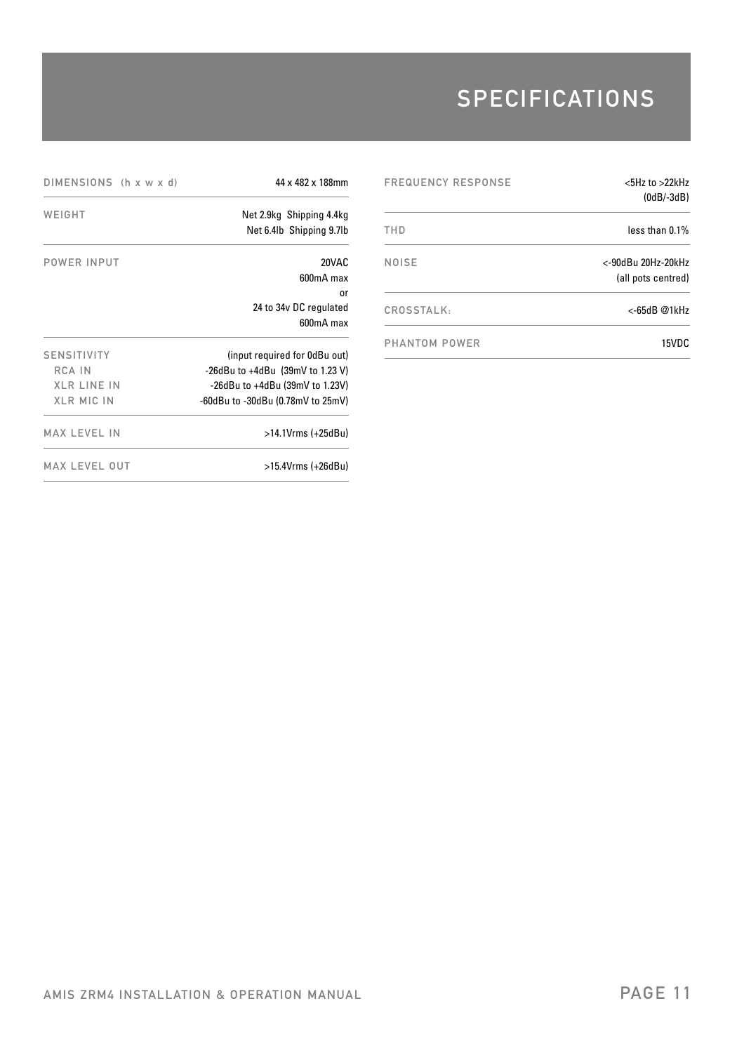# SPECIFICATIONS

| | |
|---|---|
| DIMENSIONS (h x w x d) | 44 x 482 x 188mm |
| WEIGHT | Net 2.9kg Shipping 4.4kg<br>Net 6.4lb Shipping 9.7lb |
| POWER INPUT | 20VAC<br>600mA max<br>or<br>24 to 34v DC regulated<br>600mA max |
| SENSITIVITY | (input required for 0dBu out) |
| RCA IN | -26dBu to +4dBu (39mV to 1.23 V) |
| XLR LINE IN | -26dBu to +4dBu (39mV to 1.23V) |
| XLR MIC IN | -60dBu to -30dBu (0.78mV to 25mV) |
| MAX LEVEL IN | >14.1Vrms (+25dBu) |
| MAX LEVEL OUT | >15.4Vrms (+26dBu) |

| | |
|---|---|
| FREQUENCY RESPONSE | <5Hz to >22kHz<br>(0dB/-3dB) |
| THD | less than 0.1% |
| NOISE | <-90dBu 20Hz-20kHz<br>(all pots centred) |
| CROSSTALK: | <-65dB @1kHz |
| PHANTOM POWER | 15VDC |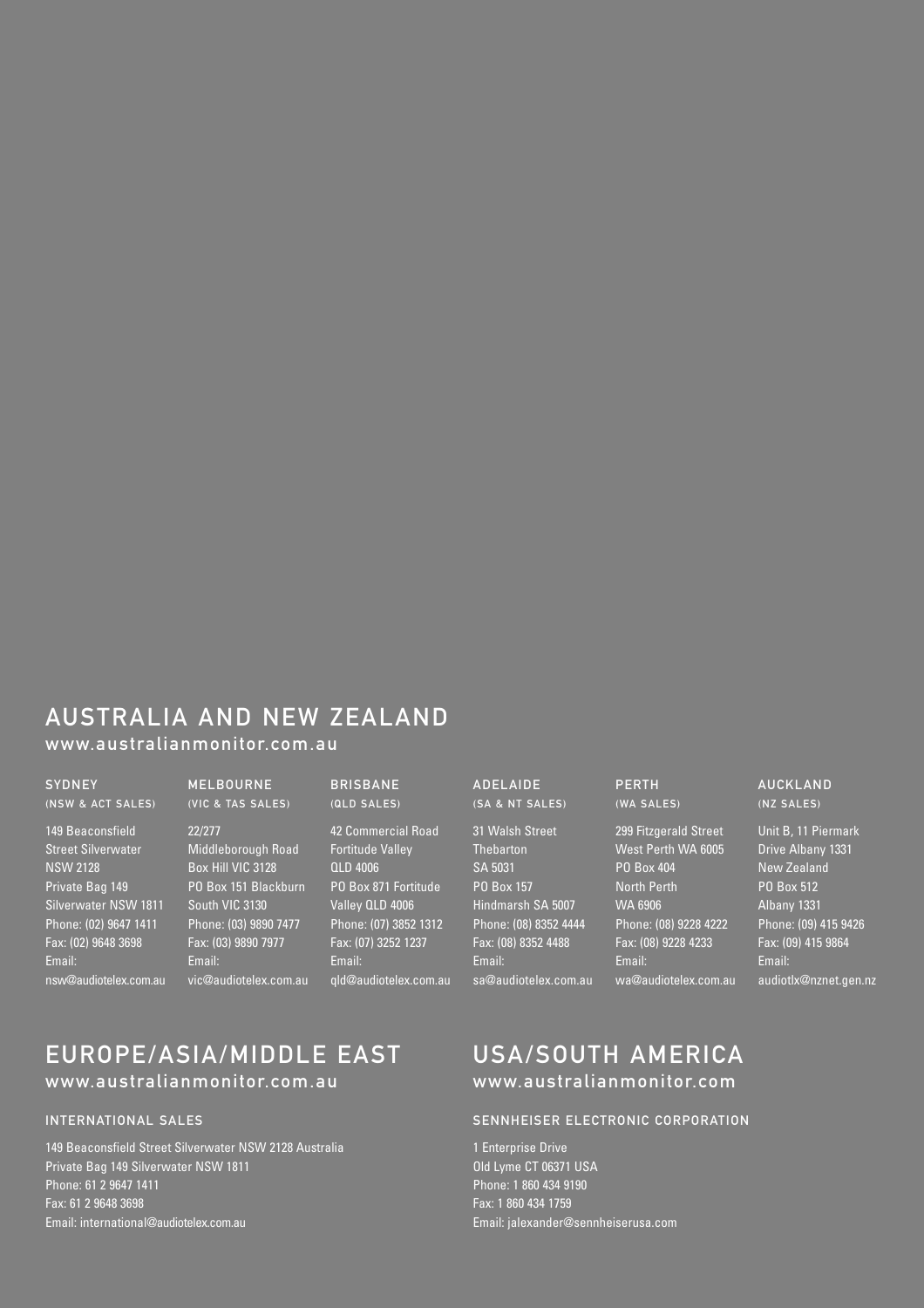## AUSTRALIA AND NEW ZEALAND

www.australianmonitor.com.au

### SYDNEY
(NSW & ACT SALES)

149 Beaconsfield Street Silverwater NSW 2128
Private Bag 149 Silverwater NSW 1811
Phone: (02) 9647 1411
Fax: (02) 9648 3698
Email: nsw@audiotelex.com.au

### MELBOURNE
(VIC & TAS SALES)

22/277 Middleborough Road Box Hill VIC 3128
PO Box 151 Blackburn South VIC 3130
Phone: (03) 9890 7477
Fax: (03) 9890 7977
Email: vic@audiotelex.com.au

### BRISBANE
(QLD SALES)

42 Commercial Road Fortitude Valley QLD 4006
PO Box 871 Fortitude Valley QLD 4006
Phone: (07) 3852 1312
Fax: (07) 3252 1237
Email: qld@audiotelex.com.au

### ADELAIDE
(SA & NT SALES)

31 Walsh Street Thebarton SA 5031
PO Box 157 Hindmarsh SA 5007
Phone: (08) 8352 4444
Fax: (08) 8352 4488
Email: sa@audiotelex.com.au

### PERTH
(WA SALES)

299 Fitzgerald Street West Perth WA 6005
PO Box 404 North Perth WA 6906
Phone: (08) 9228 4222
Fax: (08) 9228 4233
Email: wa@audiotelex.com.au

### AUCKLAND
(NZ SALES)

Unit B, 11 Piermark Drive Albany 1331 New Zealand
PO Box 512 Albany 1331
Phone: (09) 415 9426
Fax: (09) 415 9864
Email: audiotlx@nznet.gen.nz

## EUROPE/ASIA/MIDDLE EAST

www.australianmonitor.com.au

### INTERNATIONAL SALES

149 Beaconsfield Street Silverwater NSW 2128 Australia
Private Bag 149 Silverwater NSW 1811
Phone: 61 2 9647 1411
Fax: 61 2 9648 3698
Email: international@audiotelex.com.au

## USA/SOUTH AMERICA

www.australianmonitor.com

### SENNHEISER ELECTRONIC CORPORATION

1 Enterprise Drive
Old Lyme CT 06371 USA
Phone: 1 860 434 9190
Fax: 1 860 434 1759
Email: jalexander@sennheiserusa.com